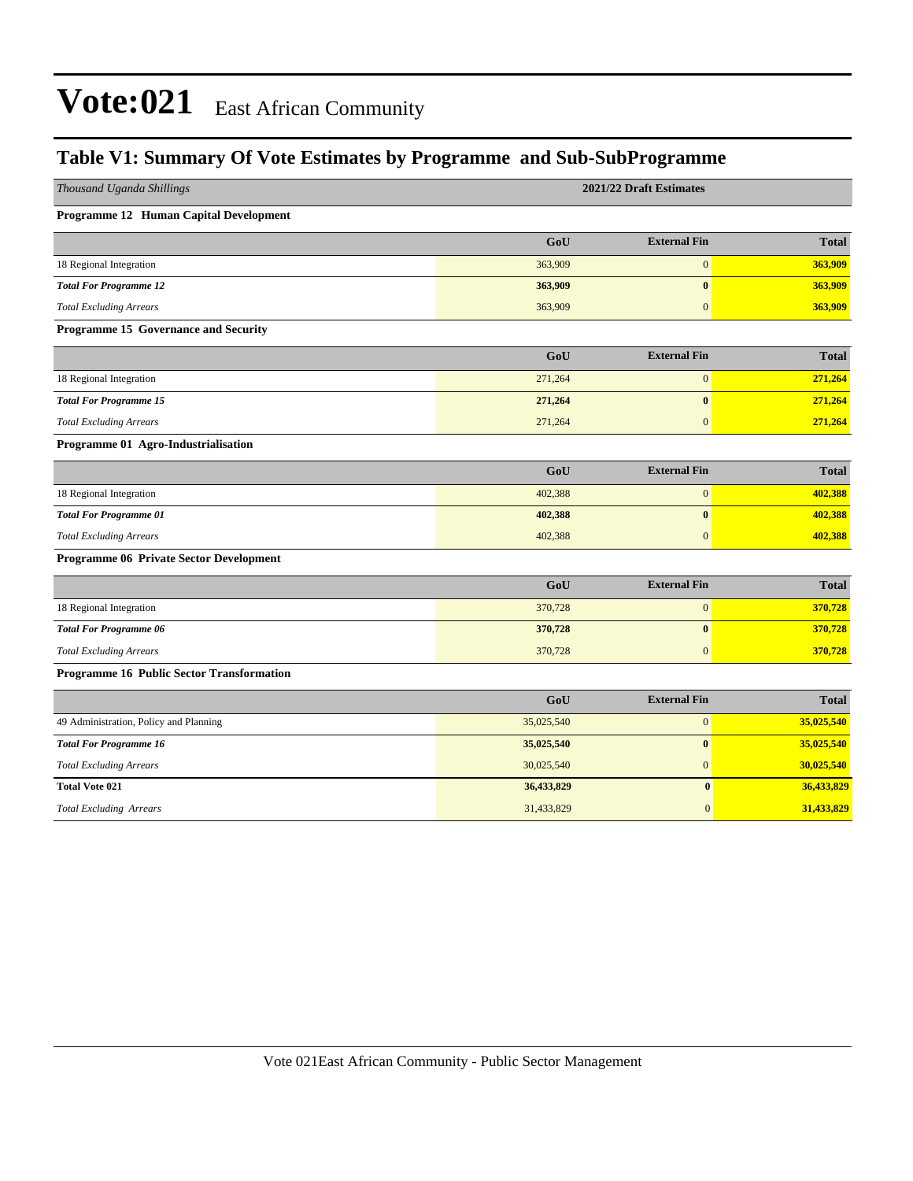# Vote:021 East African Community

## Table V1: Summary Of Vote Estimates by Programme and Sub-SubProgramme

| *Thousand Uganda Shillings* | 2021/22 Draft Estimates | | |
|---|---|---|---|
| **Programme 12 Human Capital Development** | | | |
| | **GoU** | **External Fin** | **Total** |
| 18 Regional Integration | 363,909 | 0 | **363,909** |
| ***Total For Programme 12*** | **363,909** | **0** | **363,909** |
| *Total Excluding Arrears* | 363,909 | 0 | **363,909** |
| **Programme 15 Governance and Security** | | | |
| | **GoU** | **External Fin** | **Total** |
| 18 Regional Integration | 271,264 | 0 | **271,264** |
| ***Total For Programme 15*** | **271,264** | **0** | **271,264** |
| *Total Excluding Arrears* | 271,264 | 0 | **271,264** |
| **Programme 01 Agro-Industrialisation** | | | |
| | **GoU** | **External Fin** | **Total** |
| 18 Regional Integration | 402,388 | 0 | **402,388** |
| ***Total For Programme 01*** | **402,388** | **0** | **402,388** |
| *Total Excluding Arrears* | 402,388 | 0 | **402,388** |
| **Programme 06 Private Sector Development** | | | |
| | **GoU** | **External Fin** | **Total** |
| 18 Regional Integration | 370,728 | 0 | **370,728** |
| ***Total For Programme 06*** | **370,728** | **0** | **370,728** |
| *Total Excluding Arrears* | 370,728 | 0 | **370,728** |
| **Programme 16 Public Sector Transformation** | | | |
| | **GoU** | **External Fin** | **Total** |
| 49 Administration, Policy and Planning | 35,025,540 | 0 | **35,025,540** |
| ***Total For Programme 16*** | **35,025,540** | **0** | **35,025,540** |
| *Total Excluding Arrears* | 30,025,540 | 0 | **30,025,540** |
| **Total Vote 021** | **36,433,829** | **0** | **36,433,829** |
| *Total Excluding Arrears* | 31,433,829 | 0 | **31,433,829** |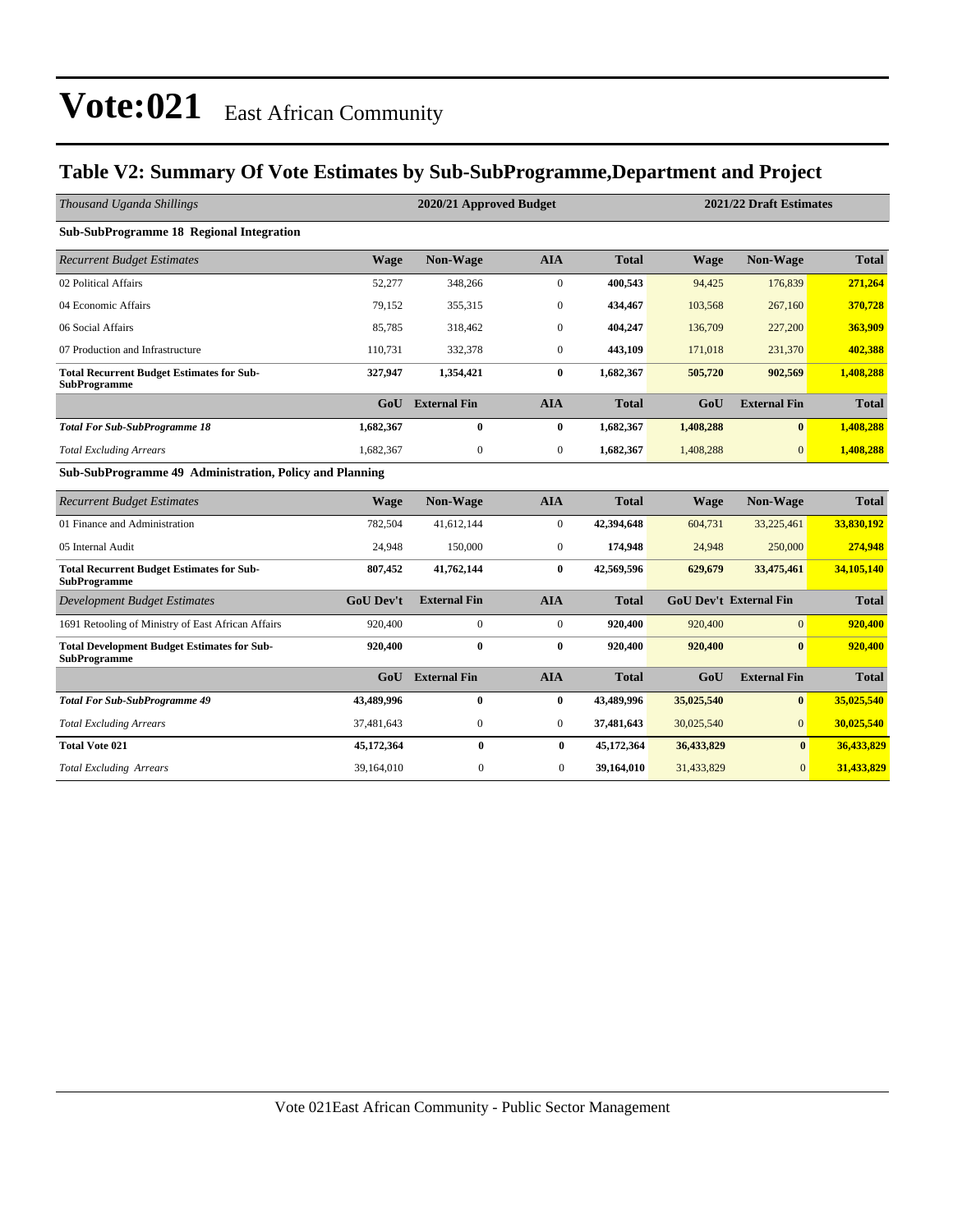# Vote:021 East African Community

## Table V2: Summary Of Vote Estimates by Sub-SubProgramme,Department and Project

| *Thousand Uganda Shillings* | 2020/21 Approved Budget | | | | 2021/22 Draft Estimates | | |
|---|---|---|---|---|---|---|---|
| **Sub-SubProgramme 18 Regional Integration** | | | | | | | |
| *Recurrent Budget Estimates* | **Wage** | **Non-Wage** | **AIA** | **Total** | **Wage** | **Non-Wage** | **Total** |
| 02 Political Affairs | 52,277 | 348,266 | 0 | **400,543** | 94,425 | 176,839 | **271,264** |
| 04 Economic Affairs | 79,152 | 355,315 | 0 | **434,467** | 103,568 | 267,160 | **370,728** |
| 06 Social Affairs | 85,785 | 318,462 | 0 | **404,247** | 136,709 | 227,200 | **363,909** |
| 07 Production and Infrastructure | 110,731 | 332,378 | 0 | **443,109** | 171,018 | 231,370 | **402,388** |
| **Total Recurrent Budget Estimates for Sub-SubProgramme** | **327,947** | **1,354,421** | **0** | **1,682,367** | **505,720** | **902,569** | **1,408,288** |
| | **GoU** | **External Fin** | **AIA** | **Total** | **GoU** | **External Fin** | **Total** |
| ***Total For Sub-SubProgramme 18*** | **1,682,367** | **0** | **0** | **1,682,367** | **1,408,288** | **0** | **1,408,288** |
| *Total Excluding Arrears* | 1,682,367 | 0 | 0 | **1,682,367** | 1,408,288 | 0 | **1,408,288** |
| **Sub-SubProgramme 49 Administration, Policy and Planning** | | | | | | | |
| *Recurrent Budget Estimates* | **Wage** | **Non-Wage** | **AIA** | **Total** | **Wage** | **Non-Wage** | **Total** |
| 01 Finance and Administration | 782,504 | 41,612,144 | 0 | **42,394,648** | 604,731 | 33,225,461 | **33,830,192** |
| 05 Internal Audit | 24,948 | 150,000 | 0 | **174,948** | 24,948 | 250,000 | **274,948** |
| **Total Recurrent Budget Estimates for Sub-SubProgramme** | **807,452** | **41,762,144** | **0** | **42,569,596** | **629,679** | **33,475,461** | **34,105,140** |
| *Development Budget Estimates* | **GoU Dev't** | **External Fin** | **AIA** | **Total** | **GoU Dev't** | **External Fin** | **Total** |
| 1691 Retooling of Ministry of East African Affairs | 920,400 | 0 | 0 | **920,400** | 920,400 | 0 | **920,400** |
| **Total Development Budget Estimates for Sub-SubProgramme** | **920,400** | **0** | **0** | **920,400** | **920,400** | **0** | **920,400** |
| | **GoU** | **External Fin** | **AIA** | **Total** | **GoU** | **External Fin** | **Total** |
| ***Total For Sub-SubProgramme 49*** | **43,489,996** | **0** | **0** | **43,489,996** | **35,025,540** | **0** | **35,025,540** |
| *Total Excluding Arrears* | 37,481,643 | 0 | 0 | **37,481,643** | 30,025,540 | 0 | **30,025,540** |
| **Total Vote 021** | **45,172,364** | **0** | **0** | **45,172,364** | **36,433,829** | **0** | **36,433,829** |
| *Total Excluding Arrears* | 39,164,010 | 0 | 0 | **39,164,010** | 31,433,829 | 0 | **31,433,829** |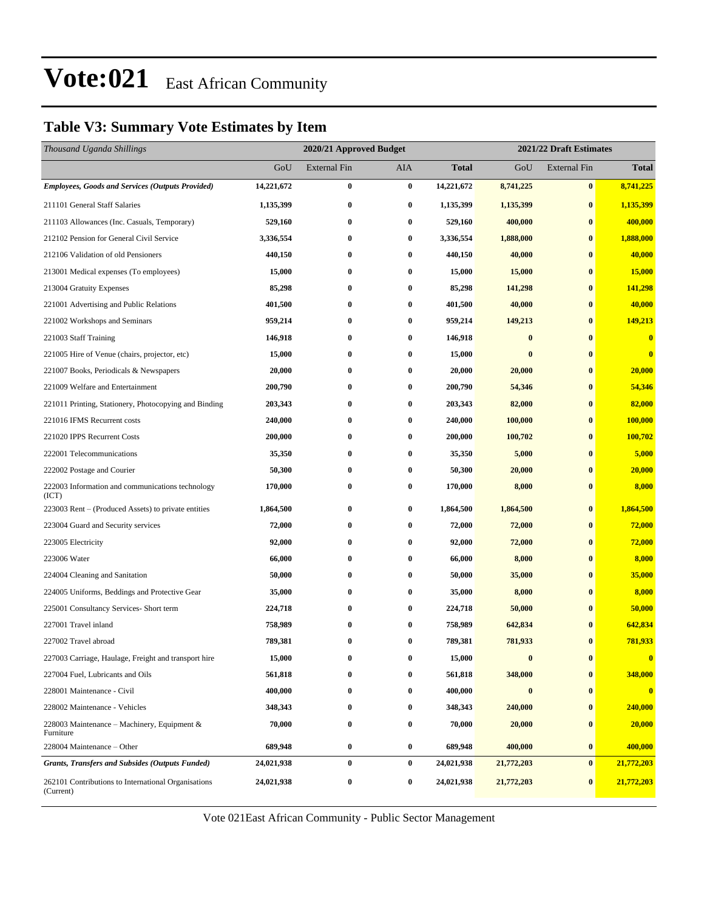# Vote:021 East African Community

## Table V3: Summary Vote Estimates by Item

| *Thousand Uganda Shillings* | 2020/21 Approved Budget | | | | 2021/22 Draft Estimates | | |
|---|---|---|---|---|---|---|---|
| | GoU | External Fin | AIA | **Total** | GoU | External Fin | **Total** |
| ***Employees, Goods and Services (Outputs Provided)*** | **14,221,672** | **0** | **0** | **14,221,672** | **8,741,225** | **0** | **8,741,225** |
| 211101 General Staff Salaries | **1,135,399** | **0** | **0** | **1,135,399** | **1,135,399** | **0** | **1,135,399** |
| 211103 Allowances (Inc. Casuals, Temporary) | **529,160** | **0** | **0** | **529,160** | **400,000** | **0** | **400,000** |
| 212102 Pension for General Civil Service | **3,336,554** | **0** | **0** | **3,336,554** | **1,888,000** | **0** | **1,888,000** |
| 212106 Validation of old Pensioners | **440,150** | **0** | **0** | **440,150** | **40,000** | **0** | **40,000** |
| 213001 Medical expenses (To employees) | **15,000** | **0** | **0** | **15,000** | **15,000** | **0** | **15,000** |
| 213004 Gratuity Expenses | **85,298** | **0** | **0** | **85,298** | **141,298** | **0** | **141,298** |
| 221001 Advertising and Public Relations | **401,500** | **0** | **0** | **401,500** | **40,000** | **0** | **40,000** |
| 221002 Workshops and Seminars | **959,214** | **0** | **0** | **959,214** | **149,213** | **0** | **149,213** |
| 221003 Staff Training | **146,918** | **0** | **0** | **146,918** | **0** | **0** | **0** |
| 221005 Hire of Venue (chairs, projector, etc) | **15,000** | **0** | **0** | **15,000** | **0** | **0** | **0** |
| 221007 Books, Periodicals & Newspapers | **20,000** | **0** | **0** | **20,000** | **20,000** | **0** | **20,000** |
| 221009 Welfare and Entertainment | **200,790** | **0** | **0** | **200,790** | **54,346** | **0** | **54,346** |
| 221011 Printing, Stationery, Photocopying and Binding | **203,343** | **0** | **0** | **203,343** | **82,000** | **0** | **82,000** |
| 221016 IFMS Recurrent costs | **240,000** | **0** | **0** | **240,000** | **100,000** | **0** | **100,000** |
| 221020 IPPS Recurrent Costs | **200,000** | **0** | **0** | **200,000** | **100,702** | **0** | **100,702** |
| 222001 Telecommunications | **35,350** | **0** | **0** | **35,350** | **5,000** | **0** | **5,000** |
| 222002 Postage and Courier | **50,300** | **0** | **0** | **50,300** | **20,000** | **0** | **20,000** |
| 222003 Information and communications technology (ICT) | **170,000** | **0** | **0** | **170,000** | **8,000** | **0** | **8,000** |
| 223003 Rent – (Produced Assets) to private entities | **1,864,500** | **0** | **0** | **1,864,500** | **1,864,500** | **0** | **1,864,500** |
| 223004 Guard and Security services | **72,000** | **0** | **0** | **72,000** | **72,000** | **0** | **72,000** |
| 223005 Electricity | **92,000** | **0** | **0** | **92,000** | **72,000** | **0** | **72,000** |
| 223006 Water | **66,000** | **0** | **0** | **66,000** | **8,000** | **0** | **8,000** |
| 224004 Cleaning and Sanitation | **50,000** | **0** | **0** | **50,000** | **35,000** | **0** | **35,000** |
| 224005 Uniforms, Beddings and Protective Gear | **35,000** | **0** | **0** | **35,000** | **8,000** | **0** | **8,000** |
| 225001 Consultancy Services- Short term | **224,718** | **0** | **0** | **224,718** | **50,000** | **0** | **50,000** |
| 227001 Travel inland | **758,989** | **0** | **0** | **758,989** | **642,834** | **0** | **642,834** |
| 227002 Travel abroad | **789,381** | **0** | **0** | **789,381** | **781,933** | **0** | **781,933** |
| 227003 Carriage, Haulage, Freight and transport hire | **15,000** | **0** | **0** | **15,000** | **0** | **0** | **0** |
| 227004 Fuel, Lubricants and Oils | **561,818** | **0** | **0** | **561,818** | **348,000** | **0** | **348,000** |
| 228001 Maintenance - Civil | **400,000** | **0** | **0** | **400,000** | **0** | **0** | **0** |
| 228002 Maintenance - Vehicles | **348,343** | **0** | **0** | **348,343** | **240,000** | **0** | **240,000** |
| 228003 Maintenance – Machinery, Equipment & Furniture | **70,000** | **0** | **0** | **70,000** | **20,000** | **0** | **20,000** |
| 228004 Maintenance – Other | **689,948** | **0** | **0** | **689,948** | **400,000** | **0** | **400,000** |
| ***Grants, Transfers and Subsides (Outputs Funded)*** | **24,021,938** | **0** | **0** | **24,021,938** | **21,772,203** | **0** | **21,772,203** |
| 262101 Contributions to International Organisations (Current) | **24,021,938** | **0** | **0** | **24,021,938** | **21,772,203** | **0** | **21,772,203** |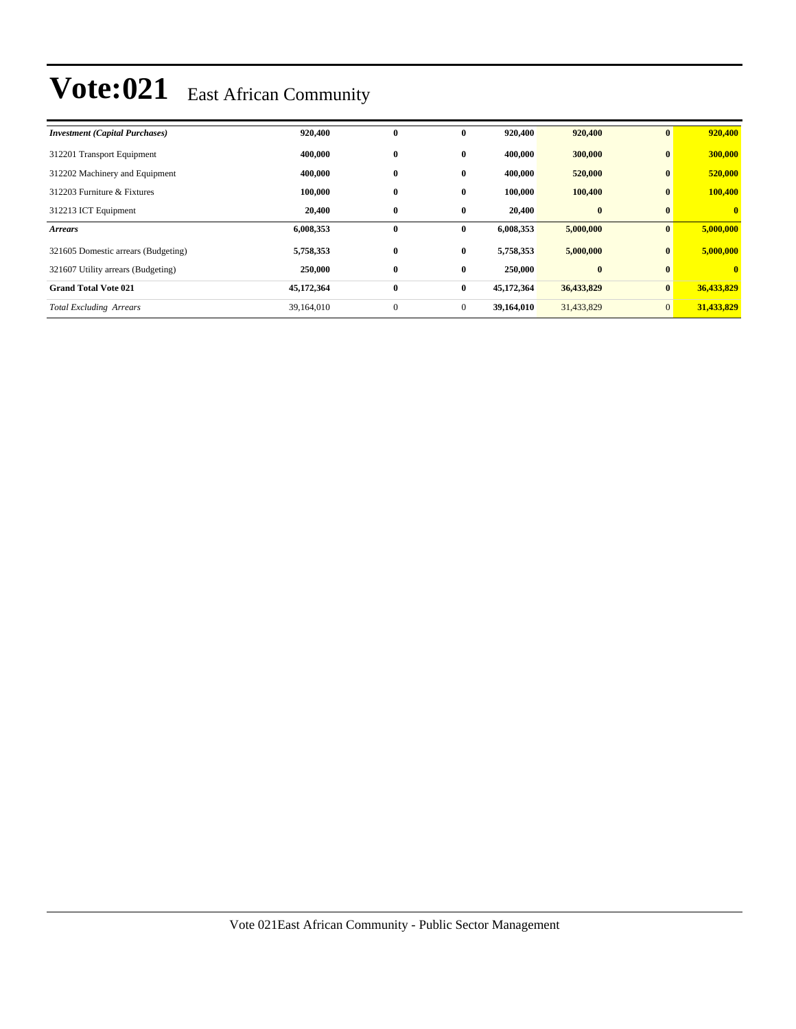# Vote:021 East African Community

| | | | | | | | |
|---|---|---|---|---|---|---|---|
| ***Investment (Capital Purchases)*** | **920,400** | **0** | **0** | **920,400** | **920,400** | **0** | **920,400** |
| 312201 Transport Equipment | **400,000** | **0** | **0** | **400,000** | **300,000** | **0** | **300,000** |
| 312202 Machinery and Equipment | **400,000** | **0** | **0** | **400,000** | **520,000** | **0** | **520,000** |
| 312203 Furniture & Fixtures | **100,000** | **0** | **0** | **100,000** | **100,400** | **0** | **100,400** |
| 312213 ICT Equipment | **20,400** | **0** | **0** | **20,400** | **0** | **0** | **0** |
| ***Arrears*** | **6,008,353** | **0** | **0** | **6,008,353** | **5,000,000** | **0** | **5,000,000** |
| 321605 Domestic arrears (Budgeting) | **5,758,353** | **0** | **0** | **5,758,353** | **5,000,000** | **0** | **5,000,000** |
| 321607 Utility arrears (Budgeting) | **250,000** | **0** | **0** | **250,000** | **0** | **0** | **0** |
| **Grand Total Vote 021** | **45,172,364** | **0** | **0** | **45,172,364** | **36,433,829** | **0** | **36,433,829** |
| *Total Excluding Arrears* | 39,164,010 | 0 | 0 | **39,164,010** | 31,433,829 | 0 | **31,433,829** |

Vote 021East African Community - Public Sector Management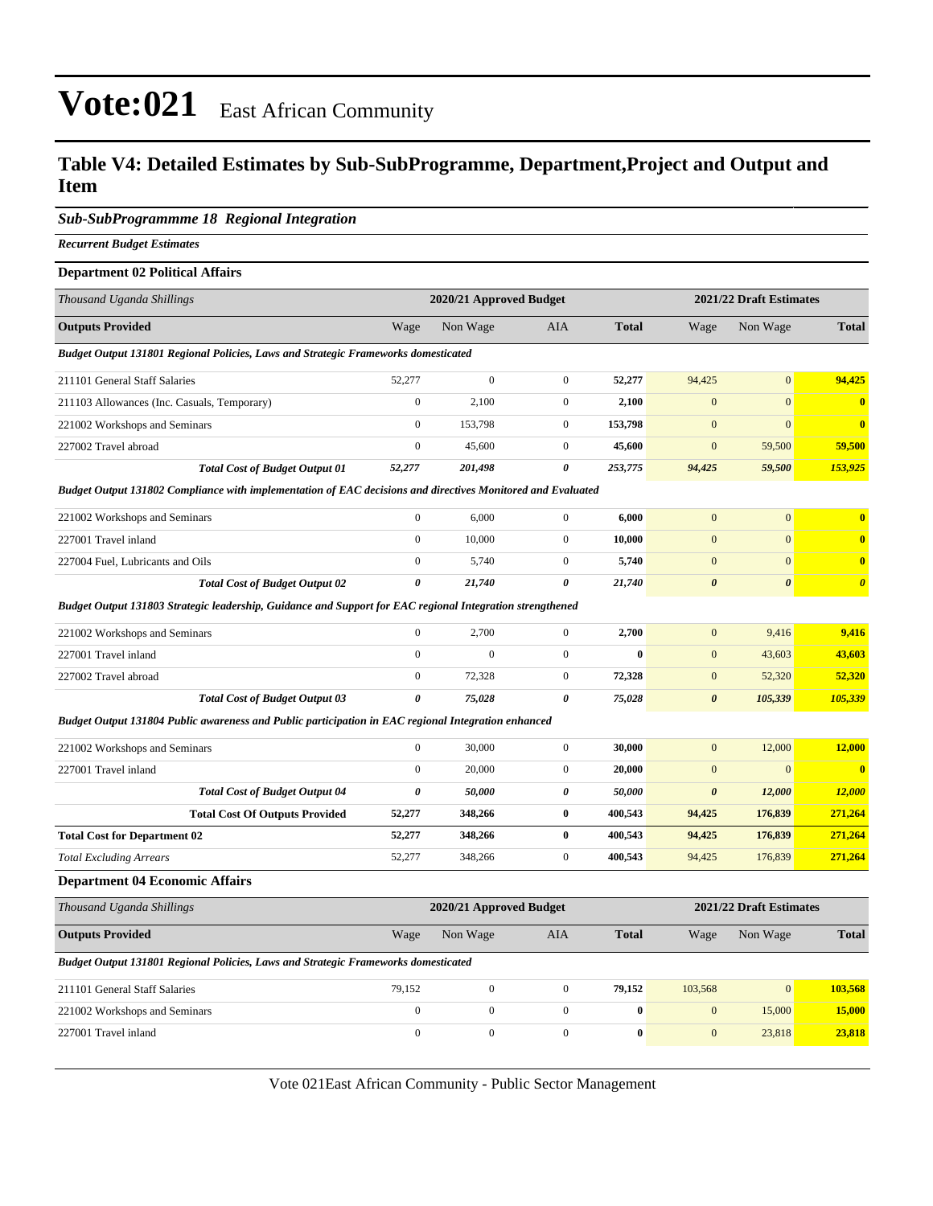# Vote:021 East African Community

## Table V4: Detailed Estimates by Sub-SubProgramme, Department,Project and Output and Item

### *Sub-SubProgrammme 18 Regional Integration*

***Recurrent Budget Estimates***

**Department 02 Political Affairs**

| *Thousand Uganda Shillings* | 2020/21 Approved Budget | | | | 2021/22 Draft Estimates | | |
|---|---|---|---|---|---|---|---|
| **Outputs Provided** | Wage | Non Wage | AIA | **Total** | Wage | Non Wage | **Total** |
| ***Budget Output 131801 Regional Policies, Laws and Strategic Frameworks domesticated*** | | | | | | | |
| 211101 General Staff Salaries | 52,277 | 0 | 0 | **52,277** | 94,425 | 0 | **94,425** |
| 211103 Allowances (Inc. Casuals, Temporary) | 0 | 2,100 | 0 | **2,100** | 0 | 0 | **0** |
| 221002 Workshops and Seminars | 0 | 153,798 | 0 | **153,798** | 0 | 0 | **0** |
| 227002 Travel abroad | 0 | 45,600 | 0 | **45,600** | 0 | 59,500 | **59,500** |
| ***Total Cost of Budget Output 01*** | ***52,277*** | ***201,498*** | ***0*** | ***253,775*** | ***94,425*** | ***59,500*** | ***153,925*** |
| ***Budget Output 131802 Compliance with implementation of EAC decisions and directives Monitored and Evaluated*** | | | | | | | |
| 221002 Workshops and Seminars | 0 | 6,000 | 0 | **6,000** | 0 | 0 | **0** |
| 227001 Travel inland | 0 | 10,000 | 0 | **10,000** | 0 | 0 | **0** |
| 227004 Fuel, Lubricants and Oils | 0 | 5,740 | 0 | **5,740** | 0 | 0 | **0** |
| ***Total Cost of Budget Output 02*** | ***0*** | ***21,740*** | ***0*** | ***21,740*** | ***0*** | ***0*** | ***0*** |
| ***Budget Output 131803 Strategic leadership, Guidance and Support for EAC regional Integration strengthened*** | | | | | | | |
| 221002 Workshops and Seminars | 0 | 2,700 | 0 | **2,700** | 0 | 9,416 | **9,416** |
| 227001 Travel inland | 0 | 0 | 0 | **0** | 0 | 43,603 | **43,603** |
| 227002 Travel abroad | 0 | 72,328 | 0 | **72,328** | 0 | 52,320 | **52,320** |
| ***Total Cost of Budget Output 03*** | ***0*** | ***75,028*** | ***0*** | ***75,028*** | ***0*** | ***105,339*** | ***105,339*** |
| ***Budget Output 131804 Public awareness and Public participation in EAC regional Integration enhanced*** | | | | | | | |
| 221002 Workshops and Seminars | 0 | 30,000 | 0 | **30,000** | 0 | 12,000 | **12,000** |
| 227001 Travel inland | 0 | 20,000 | 0 | **20,000** | 0 | 0 | **0** |
| ***Total Cost of Budget Output 04*** | ***0*** | ***50,000*** | ***0*** | ***50,000*** | ***0*** | ***12,000*** | ***12,000*** |
| **Total Cost Of Outputs Provided** | **52,277** | **348,266** | **0** | **400,543** | **94,425** | **176,839** | **271,264** |
| **Total Cost for Department 02** | **52,277** | **348,266** | **0** | **400,543** | **94,425** | **176,839** | **271,264** |
| *Total Excluding Arrears* | 52,277 | 348,266 | 0 | **400,543** | 94,425 | 176,839 | **271,264** |

**Department 04 Economic Affairs**

| *Thousand Uganda Shillings* | 2020/21 Approved Budget | | | | 2021/22 Draft Estimates | | |
|---|---|---|---|---|---|---|---|
| **Outputs Provided** | Wage | Non Wage | AIA | **Total** | Wage | Non Wage | **Total** |
| ***Budget Output 131801 Regional Policies, Laws and Strategic Frameworks domesticated*** | | | | | | | |
| 211101 General Staff Salaries | 79,152 | 0 | 0 | **79,152** | 103,568 | 0 | **103,568** |
| 221002 Workshops and Seminars | 0 | 0 | 0 | **0** | 0 | 15,000 | **15,000** |
| 227001 Travel inland | 0 | 0 | 0 | **0** | 0 | 23,818 | **23,818** |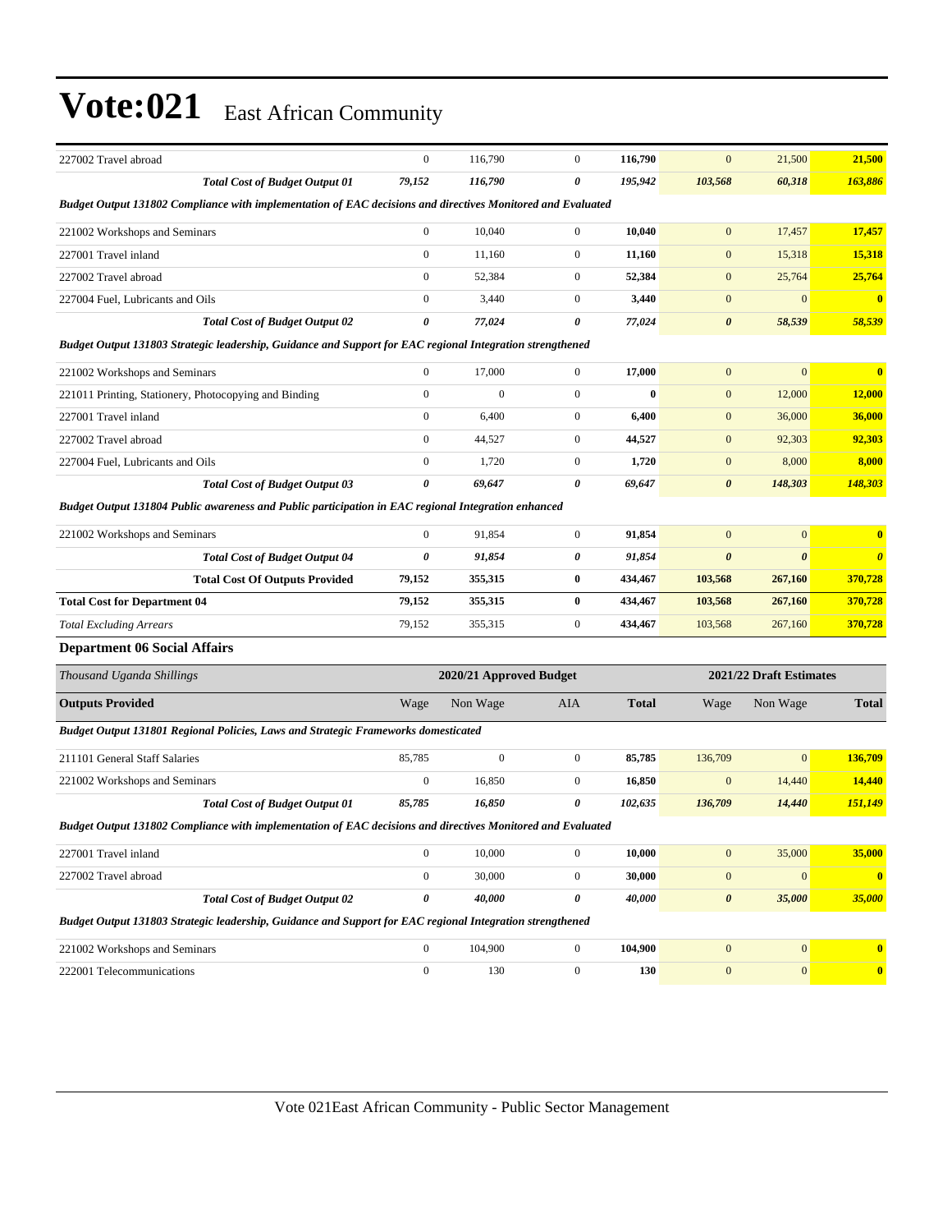# Vote:021 East African Community

| | | | | | | | |
|---|---|---|---|---|---|---|---|
| 227002 Travel abroad | 0 | 116,790 | 0 | **116,790** | 0 | 21,500 | **21,500** |
| ***Total Cost of Budget Output 01*** | ***79,152*** | ***116,790*** | ***0*** | ***195,942*** | ***103,568*** | ***60,318*** | ***163,886*** |
| ***Budget Output 131802 Compliance with implementation of EAC decisions and directives Monitored and Evaluated*** | | | | | | | |
| 221002 Workshops and Seminars | 0 | 10,040 | 0 | **10,040** | 0 | 17,457 | **17,457** |
| 227001 Travel inland | 0 | 11,160 | 0 | **11,160** | 0 | 15,318 | **15,318** |
| 227002 Travel abroad | 0 | 52,384 | 0 | **52,384** | 0 | 25,764 | **25,764** |
| 227004 Fuel, Lubricants and Oils | 0 | 3,440 | 0 | **3,440** | 0 | 0 | **0** |
| ***Total Cost of Budget Output 02*** | ***0*** | ***77,024*** | ***0*** | ***77,024*** | ***0*** | ***58,539*** | ***58,539*** |
| ***Budget Output 131803 Strategic leadership, Guidance and Support for EAC regional Integration strengthened*** | | | | | | | |
| 221002 Workshops and Seminars | 0 | 17,000 | 0 | **17,000** | 0 | 0 | **0** |
| 221011 Printing, Stationery, Photocopying and Binding | 0 | 0 | 0 | **0** | 0 | 12,000 | **12,000** |
| 227001 Travel inland | 0 | 6,400 | 0 | **6,400** | 0 | 36,000 | **36,000** |
| 227002 Travel abroad | 0 | 44,527 | 0 | **44,527** | 0 | 92,303 | **92,303** |
| 227004 Fuel, Lubricants and Oils | 0 | 1,720 | 0 | **1,720** | 0 | 8,000 | **8,000** |
| ***Total Cost of Budget Output 03*** | ***0*** | ***69,647*** | ***0*** | ***69,647*** | ***0*** | ***148,303*** | ***148,303*** |
| ***Budget Output 131804 Public awareness and Public participation in EAC regional Integration enhanced*** | | | | | | | |
| 221002 Workshops and Seminars | 0 | 91,854 | 0 | **91,854** | 0 | 0 | **0** |
| ***Total Cost of Budget Output 04*** | ***0*** | ***91,854*** | ***0*** | ***91,854*** | ***0*** | ***0*** | ***0*** |
| **Total Cost Of Outputs Provided** | **79,152** | **355,315** | **0** | **434,467** | **103,568** | **267,160** | **370,728** |
| **Total Cost for Department 04** | **79,152** | **355,315** | **0** | **434,467** | **103,568** | **267,160** | **370,728** |
| *Total Excluding Arrears* | 79,152 | 355,315 | 0 | **434,467** | 103,568 | 267,160 | **370,728** |

**Department 06 Social Affairs**

| *Thousand Uganda Shillings* | 2020/21 Approved Budget | | | | 2021/22 Draft Estimates | | |
|---|---|---|---|---|---|---|---|
| **Outputs Provided** | Wage | Non Wage | AIA | **Total** | Wage | Non Wage | **Total** |
| ***Budget Output 131801 Regional Policies, Laws and Strategic Frameworks domesticated*** | | | | | | | |
| 211101 General Staff Salaries | 85,785 | 0 | 0 | **85,785** | 136,709 | 0 | **136,709** |
| 221002 Workshops and Seminars | 0 | 16,850 | 0 | **16,850** | 0 | 14,440 | **14,440** |
| ***Total Cost of Budget Output 01*** | ***85,785*** | ***16,850*** | ***0*** | ***102,635*** | ***136,709*** | ***14,440*** | ***151,149*** |
| ***Budget Output 131802 Compliance with implementation of EAC decisions and directives Monitored and Evaluated*** | | | | | | | |
| 227001 Travel inland | 0 | 10,000 | 0 | **10,000** | 0 | 35,000 | **35,000** |
| 227002 Travel abroad | 0 | 30,000 | 0 | **30,000** | 0 | 0 | **0** |
| ***Total Cost of Budget Output 02*** | ***0*** | ***40,000*** | ***0*** | ***40,000*** | ***0*** | ***35,000*** | ***35,000*** |
| ***Budget Output 131803 Strategic leadership, Guidance and Support for EAC regional Integration strengthened*** | | | | | | | |
| 221002 Workshops and Seminars | 0 | 104,900 | 0 | **104,900** | 0 | 0 | **0** |
| 222001 Telecommunications | 0 | 130 | 0 | **130** | 0 | 0 | **0** |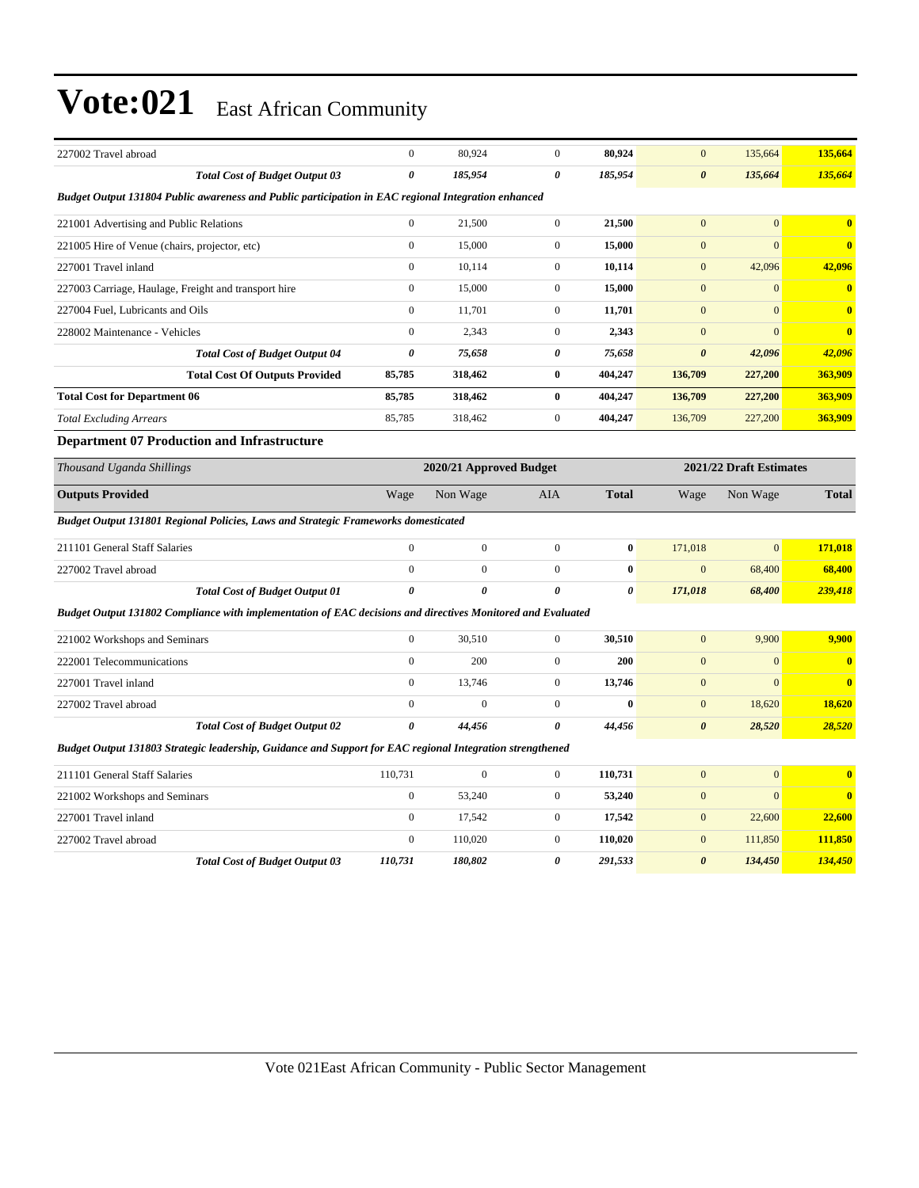# Vote:021 East African Community

| | | | | | | | |
|---|---|---|---|---|---|---|---|
| 227002 Travel abroad | 0 | 80,924 | 0 | **80,924** | 0 | 135,664 | **135,664** |
| ***Total Cost of Budget Output 03*** | ***0*** | ***185,954*** | ***0*** | ***185,954*** | ***0*** | ***135,664*** | ***135,664*** |
| ***Budget Output 131804 Public awareness and Public participation in EAC regional Integration enhanced*** | | | | | | | |
| 221001 Advertising and Public Relations | 0 | 21,500 | 0 | **21,500** | 0 | 0 | **0** |
| 221005 Hire of Venue (chairs, projector, etc) | 0 | 15,000 | 0 | **15,000** | 0 | 0 | **0** |
| 227001 Travel inland | 0 | 10,114 | 0 | **10,114** | 0 | 42,096 | **42,096** |
| 227003 Carriage, Haulage, Freight and transport hire | 0 | 15,000 | 0 | **15,000** | 0 | 0 | **0** |
| 227004 Fuel, Lubricants and Oils | 0 | 11,701 | 0 | **11,701** | 0 | 0 | **0** |
| 228002 Maintenance - Vehicles | 0 | 2,343 | 0 | **2,343** | 0 | 0 | **0** |
| ***Total Cost of Budget Output 04*** | ***0*** | ***75,658*** | ***0*** | ***75,658*** | ***0*** | ***42,096*** | ***42,096*** |
| **Total Cost Of Outputs Provided** | **85,785** | **318,462** | **0** | **404,247** | **136,709** | **227,200** | **363,909** |
| **Total Cost for Department 06** | **85,785** | **318,462** | **0** | **404,247** | **136,709** | **227,200** | **363,909** |
| *Total Excluding Arrears* | 85,785 | 318,462 | 0 | **404,247** | 136,709 | 227,200 | **363,909** |

### Department 07 Production and Infrastructure

| *Thousand Uganda Shillings* | 2020/21 Approved Budget | | | | 2021/22 Draft Estimates | | |
|---|---|---|---|---|---|---|---|
| **Outputs Provided** | Wage | Non Wage | AIA | **Total** | Wage | Non Wage | **Total** |
| ***Budget Output 131801 Regional Policies, Laws and Strategic Frameworks domesticated*** | | | | | | | |
| 211101 General Staff Salaries | 0 | 0 | 0 | **0** | 171,018 | 0 | **171,018** |
| 227002 Travel abroad | 0 | 0 | 0 | **0** | 0 | 68,400 | **68,400** |
| ***Total Cost of Budget Output 01*** | ***0*** | ***0*** | ***0*** | ***0*** | ***171,018*** | ***68,400*** | ***239,418*** |
| ***Budget Output 131802 Compliance with implementation of EAC decisions and directives Monitored and Evaluated*** | | | | | | | |
| 221002 Workshops and Seminars | 0 | 30,510 | 0 | **30,510** | 0 | 9,900 | **9,900** |
| 222001 Telecommunications | 0 | 200 | 0 | **200** | 0 | 0 | **0** |
| 227001 Travel inland | 0 | 13,746 | 0 | **13,746** | 0 | 0 | **0** |
| 227002 Travel abroad | 0 | 0 | 0 | **0** | 0 | 18,620 | **18,620** |
| ***Total Cost of Budget Output 02*** | ***0*** | ***44,456*** | ***0*** | ***44,456*** | ***0*** | ***28,520*** | ***28,520*** |
| ***Budget Output 131803 Strategic leadership, Guidance and Support for EAC regional Integration strengthened*** | | | | | | | |
| 211101 General Staff Salaries | 110,731 | 0 | 0 | **110,731** | 0 | 0 | **0** |
| 221002 Workshops and Seminars | 0 | 53,240 | 0 | **53,240** | 0 | 0 | **0** |
| 227001 Travel inland | 0 | 17,542 | 0 | **17,542** | 0 | 22,600 | **22,600** |
| 227002 Travel abroad | 0 | 110,020 | 0 | **110,020** | 0 | 111,850 | **111,850** |
| ***Total Cost of Budget Output 03*** | ***110,731*** | ***180,802*** | ***0*** | ***291,533*** | ***0*** | ***134,450*** | ***134,450*** |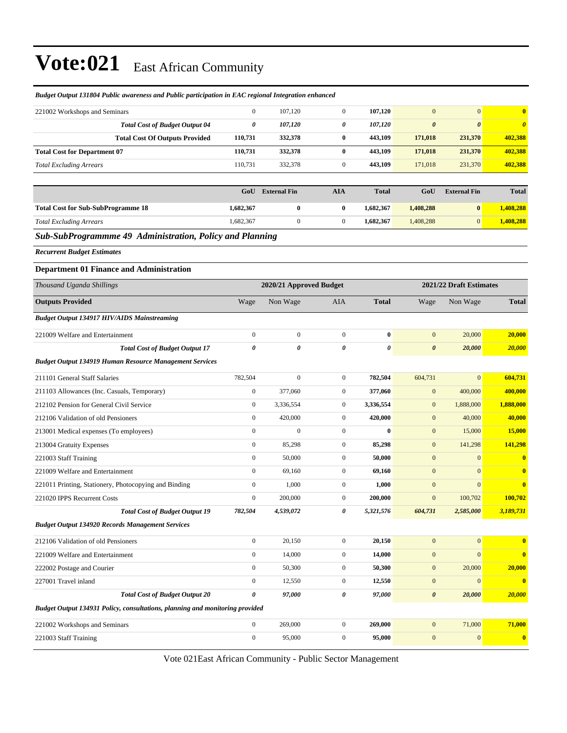# Vote:021 East African Community

*Budget Output 131804 Public awareness and Public participation in EAC regional Integration enhanced*

| | | | | | | | |
|---|---|---|---|---|---|---|---|
| 221002 Workshops and Seminars | 0 | 107,120 | 0 | **107,120** | 0 | 0 | **0** |
| ***Total Cost of Budget Output 04*** | ***0*** | ***107,120*** | ***0*** | ***107,120*** | ***0*** | ***0*** | ***0*** |
| **Total Cost Of Outputs Provided** | **110,731** | **332,378** | **0** | **443,109** | **171,018** | **231,370** | **402,388** |
| **Total Cost for Department 07** | **110,731** | **332,378** | **0** | **443,109** | **171,018** | **231,370** | **402,388** |
| *Total Excluding Arrears* | 110,731 | 332,378 | 0 | **443,109** | 171,018 | 231,370 | **402,388** |

| | GoU | External Fin | AIA | Total | GoU | External Fin | Total |
|---|---|---|---|---|---|---|---|
| **Total Cost for Sub-SubProgramme 18** | **1,682,367** | **0** | **0** | **1,682,367** | **1,408,288** | **0** | **1,408,288** |
| *Total Excluding Arrears* | 1,682,367 | 0 | 0 | **1,682,367** | 1,408,288 | 0 | **1,408,288** |

## *Sub-SubProgrammme 49 Administration, Policy and Planning*

***Recurrent Budget Estimates***

### Department 01 Finance and Administration

| *Thousand Uganda Shillings* | 2020/21 Approved Budget | | | | 2021/22 Draft Estimates | | |
|---|---|---|---|---|---|---|---|
| **Outputs Provided** | Wage | Non Wage | AIA | **Total** | Wage | Non Wage | **Total** |
| ***Budget Output 134917 HIV/AIDS Mainstreaming*** | | | | | | | |
| 221009 Welfare and Entertainment | 0 | 0 | 0 | **0** | 0 | 20,000 | **20,000** |
| ***Total Cost of Budget Output 17*** | ***0*** | ***0*** | ***0*** | ***0*** | ***0*** | ***20,000*** | ***20,000*** |
| ***Budget Output 134919 Human Resource Management Services*** | | | | | | | |
| 211101 General Staff Salaries | 782,504 | 0 | 0 | **782,504** | 604,731 | 0 | **604,731** |
| 211103 Allowances (Inc. Casuals, Temporary) | 0 | 377,060 | 0 | **377,060** | 0 | 400,000 | **400,000** |
| 212102 Pension for General Civil Service | 0 | 3,336,554 | 0 | **3,336,554** | 0 | 1,888,000 | **1,888,000** |
| 212106 Validation of old Pensioners | 0 | 420,000 | 0 | **420,000** | 0 | 40,000 | **40,000** |
| 213001 Medical expenses (To employees) | 0 | 0 | 0 | **0** | 0 | 15,000 | **15,000** |
| 213004 Gratuity Expenses | 0 | 85,298 | 0 | **85,298** | 0 | 141,298 | **141,298** |
| 221003 Staff Training | 0 | 50,000 | 0 | **50,000** | 0 | 0 | **0** |
| 221009 Welfare and Entertainment | 0 | 69,160 | 0 | **69,160** | 0 | 0 | **0** |
| 221011 Printing, Stationery, Photocopying and Binding | 0 | 1,000 | 0 | **1,000** | 0 | 0 | **0** |
| 221020 IPPS Recurrent Costs | 0 | 200,000 | 0 | **200,000** | 0 | 100,702 | **100,702** |
| ***Total Cost of Budget Output 19*** | ***782,504*** | ***4,539,072*** | ***0*** | ***5,321,576*** | ***604,731*** | ***2,585,000*** | ***3,189,731*** |
| ***Budget Output 134920 Records Management Services*** | | | | | | | |
| 212106 Validation of old Pensioners | 0 | 20,150 | 0 | **20,150** | 0 | 0 | **0** |
| 221009 Welfare and Entertainment | 0 | 14,000 | 0 | **14,000** | 0 | 0 | **0** |
| 222002 Postage and Courier | 0 | 50,300 | 0 | **50,300** | 0 | 20,000 | **20,000** |
| 227001 Travel inland | 0 | 12,550 | 0 | **12,550** | 0 | 0 | **0** |
| ***Total Cost of Budget Output 20*** | ***0*** | ***97,000*** | ***0*** | ***97,000*** | ***0*** | ***20,000*** | ***20,000*** |
| ***Budget Output 134931 Policy, consultations, planning and monitoring provided*** | | | | | | | |
| 221002 Workshops and Seminars | 0 | 269,000 | 0 | **269,000** | 0 | 71,000 | **71,000** |
| 221003 Staff Training | 0 | 95,000 | 0 | **95,000** | 0 | 0 | **0** |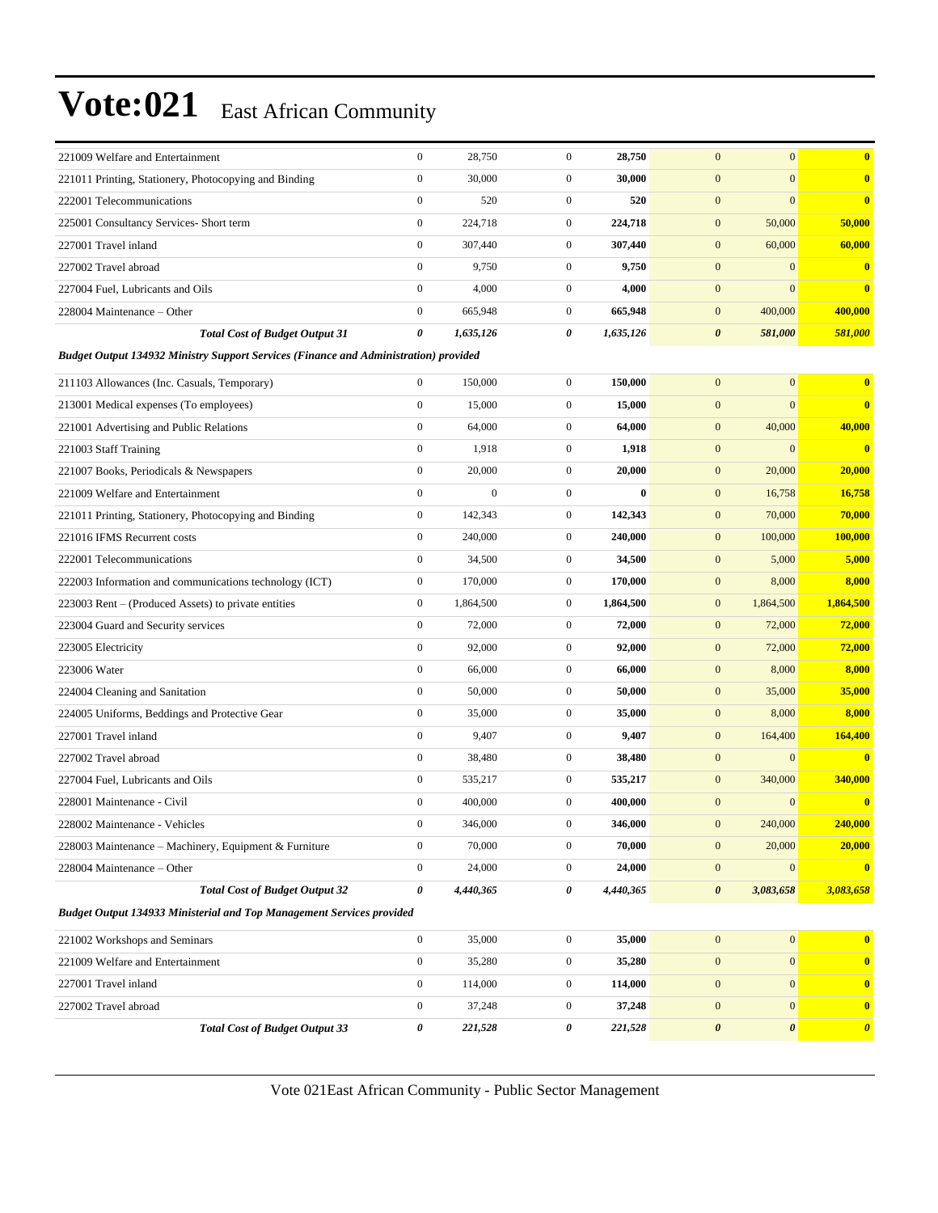# Vote:021 East African Community

| | | | | | | | |
|---|---|---|---|---|---|---|---|
| 221009 Welfare and Entertainment | 0 | 28,750 | 0 | **28,750** | 0 | 0 | **0** |
| 221011 Printing, Stationery, Photocopying and Binding | 0 | 30,000 | 0 | **30,000** | 0 | 0 | **0** |
| 222001 Telecommunications | 0 | 520 | 0 | **520** | 0 | 0 | **0** |
| 225001 Consultancy Services- Short term | 0 | 224,718 | 0 | **224,718** | 0 | 50,000 | **50,000** |
| 227001 Travel inland | 0 | 307,440 | 0 | **307,440** | 0 | 60,000 | **60,000** |
| 227002 Travel abroad | 0 | 9,750 | 0 | **9,750** | 0 | 0 | **0** |
| 227004 Fuel, Lubricants and Oils | 0 | 4,000 | 0 | **4,000** | 0 | 0 | **0** |
| 228004 Maintenance – Other | 0 | 665,948 | 0 | **665,948** | 0 | 400,000 | **400,000** |
| ***Total Cost of Budget Output 31*** | ***0*** | ***1,635,126*** | ***0*** | ***1,635,126*** | ***0*** | ***581,000*** | ***581,000*** |
| ***Budget Output 134932 Ministry Support Services (Finance and Administration) provided*** | | | | | | | |
| 211103 Allowances (Inc. Casuals, Temporary) | 0 | 150,000 | 0 | **150,000** | 0 | 0 | **0** |
| 213001 Medical expenses (To employees) | 0 | 15,000 | 0 | **15,000** | 0 | 0 | **0** |
| 221001 Advertising and Public Relations | 0 | 64,000 | 0 | **64,000** | 0 | 40,000 | **40,000** |
| 221003 Staff Training | 0 | 1,918 | 0 | **1,918** | 0 | 0 | **0** |
| 221007 Books, Periodicals & Newspapers | 0 | 20,000 | 0 | **20,000** | 0 | 20,000 | **20,000** |
| 221009 Welfare and Entertainment | 0 | 0 | 0 | **0** | 0 | 16,758 | **16,758** |
| 221011 Printing, Stationery, Photocopying and Binding | 0 | 142,343 | 0 | **142,343** | 0 | 70,000 | **70,000** |
| 221016 IFMS Recurrent costs | 0 | 240,000 | 0 | **240,000** | 0 | 100,000 | **100,000** |
| 222001 Telecommunications | 0 | 34,500 | 0 | **34,500** | 0 | 5,000 | **5,000** |
| 222003 Information and communications technology (ICT) | 0 | 170,000 | 0 | **170,000** | 0 | 8,000 | **8,000** |
| 223003 Rent – (Produced Assets) to private entities | 0 | 1,864,500 | 0 | **1,864,500** | 0 | 1,864,500 | **1,864,500** |
| 223004 Guard and Security services | 0 | 72,000 | 0 | **72,000** | 0 | 72,000 | **72,000** |
| 223005 Electricity | 0 | 92,000 | 0 | **92,000** | 0 | 72,000 | **72,000** |
| 223006 Water | 0 | 66,000 | 0 | **66,000** | 0 | 8,000 | **8,000** |
| 224004 Cleaning and Sanitation | 0 | 50,000 | 0 | **50,000** | 0 | 35,000 | **35,000** |
| 224005 Uniforms, Beddings and Protective Gear | 0 | 35,000 | 0 | **35,000** | 0 | 8,000 | **8,000** |
| 227001 Travel inland | 0 | 9,407 | 0 | **9,407** | 0 | 164,400 | **164,400** |
| 227002 Travel abroad | 0 | 38,480 | 0 | **38,480** | 0 | 0 | **0** |
| 227004 Fuel, Lubricants and Oils | 0 | 535,217 | 0 | **535,217** | 0 | 340,000 | **340,000** |
| 228001 Maintenance - Civil | 0 | 400,000 | 0 | **400,000** | 0 | 0 | **0** |
| 228002 Maintenance - Vehicles | 0 | 346,000 | 0 | **346,000** | 0 | 240,000 | **240,000** |
| 228003 Maintenance – Machinery, Equipment & Furniture | 0 | 70,000 | 0 | **70,000** | 0 | 20,000 | **20,000** |
| 228004 Maintenance – Other | 0 | 24,000 | 0 | **24,000** | 0 | 0 | **0** |
| ***Total Cost of Budget Output 32*** | ***0*** | ***4,440,365*** | ***0*** | ***4,440,365*** | ***0*** | ***3,083,658*** | ***3,083,658*** |
| ***Budget Output 134933 Ministerial and Top Management Services provided*** | | | | | | | |
| 221002 Workshops and Seminars | 0 | 35,000 | 0 | **35,000** | 0 | 0 | **0** |
| 221009 Welfare and Entertainment | 0 | 35,280 | 0 | **35,280** | 0 | 0 | **0** |
| 227001 Travel inland | 0 | 114,000 | 0 | **114,000** | 0 | 0 | **0** |
| 227002 Travel abroad | 0 | 37,248 | 0 | **37,248** | 0 | 0 | **0** |
| ***Total Cost of Budget Output 33*** | ***0*** | ***221,528*** | ***0*** | ***221,528*** | ***0*** | ***0*** | ***0*** |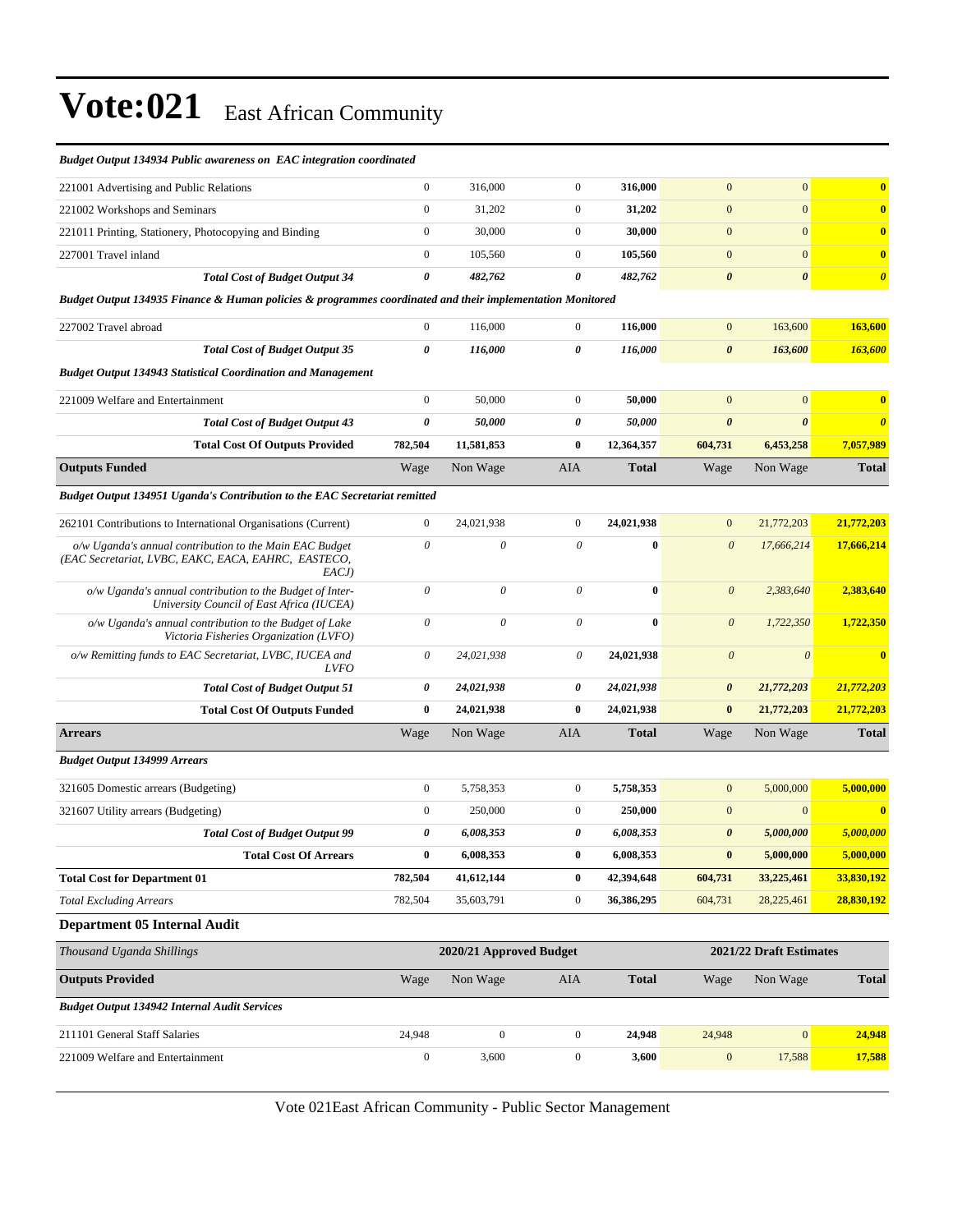# Vote:021 East African Community

| | | | | | | | |
|---|---|---|---|---|---|---|---|
| ***Budget Output 134934 Public awareness on EAC integration coordinated*** | | | | | | | |
| 221001 Advertising and Public Relations | 0 | 316,000 | 0 | **316,000** | 0 | 0 | **0** |
| 221002 Workshops and Seminars | 0 | 31,202 | 0 | **31,202** | 0 | 0 | **0** |
| 221011 Printing, Stationery, Photocopying and Binding | 0 | 30,000 | 0 | **30,000** | 0 | 0 | **0** |
| 227001 Travel inland | 0 | 105,560 | 0 | **105,560** | 0 | 0 | **0** |
| ***Total Cost of Budget Output 34*** | ***0*** | ***482,762*** | ***0*** | ***482,762*** | ***0*** | ***0*** | ***0*** |
| ***Budget Output 134935 Finance & Human policies & programmes coordinated and their implementation Monitored*** | | | | | | | |
| 227002 Travel abroad | 0 | 116,000 | 0 | **116,000** | 0 | 163,600 | **163,600** |
| ***Total Cost of Budget Output 35*** | ***0*** | ***116,000*** | ***0*** | ***116,000*** | ***0*** | ***163,600*** | ***163,600*** |
| ***Budget Output 134943 Statistical Coordination and Management*** | | | | | | | |
| 221009 Welfare and Entertainment | 0 | 50,000 | 0 | **50,000** | 0 | 0 | **0** |
| ***Total Cost of Budget Output 43*** | ***0*** | ***50,000*** | ***0*** | ***50,000*** | ***0*** | ***0*** | ***0*** |
| **Total Cost Of Outputs Provided** | **782,504** | **11,581,853** | **0** | **12,364,357** | **604,731** | **6,453,258** | **7,057,989** |
| **Outputs Funded** | Wage | Non Wage | AIA | **Total** | Wage | Non Wage | **Total** |
| ***Budget Output 134951 Uganda's Contribution to the EAC Secretariat remitted*** | | | | | | | |
| 262101 Contributions to International Organisations (Current) | 0 | 24,021,938 | 0 | **24,021,938** | 0 | 21,772,203 | **21,772,203** |
| *o/w Uganda's annual contribution to the Main EAC Budget (EAC Secretariat, LVBC, EAKC, EACA, EAHRC, EASTECO, EACJ)* | *0* | *0* | *0* | **0** | *0* | *17,666,214* | **17,666,214** |
| *o/w Uganda's annual contribution to the Budget of Inter-University Council of East Africa (IUCEA)* | *0* | *0* | *0* | **0** | *0* | *2,383,640* | **2,383,640** |
| *o/w Uganda's annual contribution to the Budget of Lake Victoria Fisheries Organization (LVFO)* | *0* | *0* | *0* | **0** | *0* | *1,722,350* | **1,722,350** |
| *o/w Remitting funds to EAC Secretariat, LVBC, IUCEA and LVFO* | *0* | *24,021,938* | *0* | **24,021,938** | *0* | *0* | **0** |
| ***Total Cost of Budget Output 51*** | ***0*** | ***24,021,938*** | ***0*** | ***24,021,938*** | ***0*** | ***21,772,203*** | ***21,772,203*** |
| **Total Cost Of Outputs Funded** | **0** | **24,021,938** | **0** | **24,021,938** | **0** | **21,772,203** | **21,772,203** |
| **Arrears** | Wage | Non Wage | AIA | **Total** | Wage | Non Wage | **Total** |
| ***Budget Output 134999 Arrears*** | | | | | | | |
| 321605 Domestic arrears (Budgeting) | 0 | 5,758,353 | 0 | **5,758,353** | 0 | 5,000,000 | **5,000,000** |
| 321607 Utility arrears (Budgeting) | 0 | 250,000 | 0 | **250,000** | 0 | 0 | **0** |
| ***Total Cost of Budget Output 99*** | ***0*** | ***6,008,353*** | ***0*** | ***6,008,353*** | ***0*** | ***5,000,000*** | ***5,000,000*** |
| **Total Cost Of Arrears** | **0** | **6,008,353** | **0** | **6,008,353** | **0** | **5,000,000** | **5,000,000** |
| **Total Cost for Department 01** | **782,504** | **41,612,144** | **0** | **42,394,648** | **604,731** | **33,225,461** | **33,830,192** |
| *Total Excluding Arrears* | 782,504 | 35,603,791 | 0 | **36,386,295** | 604,731 | 28,225,461 | **28,830,192** |

**Department 05 Internal Audit**

| *Thousand Uganda Shillings* | 2020/21 Approved Budget | | | | 2021/22 Draft Estimates | | |
|---|---|---|---|---|---|---|---|
| **Outputs Provided** | Wage | Non Wage | AIA | **Total** | Wage | Non Wage | **Total** |
| ***Budget Output 134942 Internal Audit Services*** | | | | | | | |
| 211101 General Staff Salaries | 24,948 | 0 | 0 | **24,948** | 24,948 | 0 | **24,948** |
| 221009 Welfare and Entertainment | 0 | 3,600 | 0 | **3,600** | 0 | 17,588 | **17,588** |

Vote 021East African Community - Public Sector Management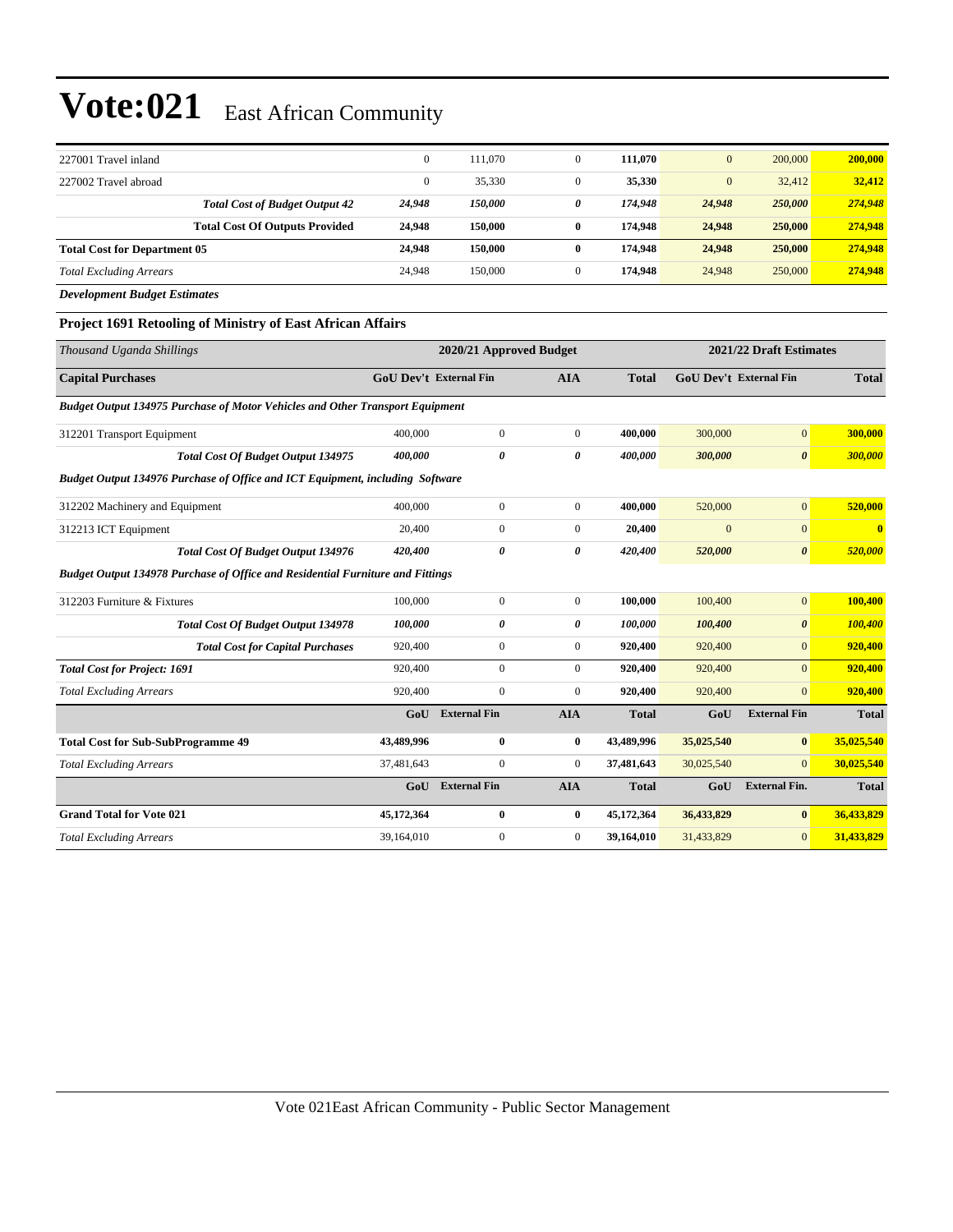| | | | | | | | |
|---|---|---|---|---|---|---|---|
| 227001 Travel inland | 0 | 111,070 | 0 | **111,070** | 0 | 200,000 | **200,000** |
| 227002 Travel abroad | 0 | 35,330 | 0 | **35,330** | 0 | 32,412 | **32,412** |
| ***Total Cost of Budget Output 42*** | ***24,948*** | ***150,000*** | ***0*** | ***174,948*** | ***24,948*** | ***250,000*** | ***274,948*** |
| **Total Cost Of Outputs Provided** | **24,948** | **150,000** | **0** | **174,948** | **24,948** | **250,000** | **274,948** |
| **Total Cost for Department 05** | **24,948** | **150,000** | **0** | **174,948** | **24,948** | **250,000** | **274,948** |
| *Total Excluding Arrears* | 24,948 | 150,000 | 0 | **174,948** | 24,948 | 250,000 | **274,948** |

***Development Budget Estimates***

### Project 1691 Retooling of Ministry of East African Affairs

| *Thousand Uganda Shillings* | 2020/21 Approved Budget | | | | 2021/22 Draft Estimates | | |
|---|---|---|---|---|---|---|---|
| **Capital Purchases** | **GoU Dev't** | **External Fin** | **AIA** | **Total** | **GoU Dev't** | **External Fin** | **Total** |
| ***Budget Output 134975 Purchase of Motor Vehicles and Other Transport Equipment*** | | | | | | | |
| 312201 Transport Equipment | 400,000 | 0 | 0 | **400,000** | 300,000 | 0 | **300,000** |
| ***Total Cost Of Budget Output 134975*** | ***400,000*** | ***0*** | ***0*** | ***400,000*** | ***300,000*** | ***0*** | ***300,000*** |
| ***Budget Output 134976 Purchase of Office and ICT Equipment, including Software*** | | | | | | | |
| 312202 Machinery and Equipment | 400,000 | 0 | 0 | **400,000** | 520,000 | 0 | **520,000** |
| 312213 ICT Equipment | 20,400 | 0 | 0 | **20,400** | 0 | 0 | **0** |
| ***Total Cost Of Budget Output 134976*** | ***420,400*** | ***0*** | ***0*** | ***420,400*** | ***520,000*** | ***0*** | ***520,000*** |
| ***Budget Output 134978 Purchase of Office and Residential Furniture and Fittings*** | | | | | | | |
| 312203 Furniture & Fixtures | 100,000 | 0 | 0 | **100,000** | 100,400 | 0 | **100,400** |
| ***Total Cost Of Budget Output 134978*** | ***100,000*** | ***0*** | ***0*** | ***100,000*** | ***100,400*** | ***0*** | ***100,400*** |
| ***Total Cost for Capital Purchases*** | 920,400 | 0 | 0 | **920,400** | 920,400 | 0 | **920,400** |
| ***Total Cost for Project: 1691*** | 920,400 | 0 | 0 | **920,400** | 920,400 | 0 | **920,400** |
| *Total Excluding Arrears* | 920,400 | 0 | 0 | **920,400** | 920,400 | 0 | **920,400** |
| | **GoU** | **External Fin** | **AIA** | **Total** | **GoU** | **External Fin** | **Total** |
| **Total Cost for Sub-SubProgramme 49** | **43,489,996** | **0** | **0** | **43,489,996** | **35,025,540** | **0** | **35,025,540** |
| *Total Excluding Arrears* | 37,481,643 | 0 | 0 | **37,481,643** | 30,025,540 | 0 | **30,025,540** |
| | **GoU** | **External Fin** | **AIA** | **Total** | **GoU** | **External Fin.** | **Total** |
| **Grand Total for Vote 021** | **45,172,364** | **0** | **0** | **45,172,364** | **36,433,829** | **0** | **36,433,829** |
| *Total Excluding Arrears* | 39,164,010 | 0 | 0 | **39,164,010** | 31,433,829 | 0 | **31,433,829** |